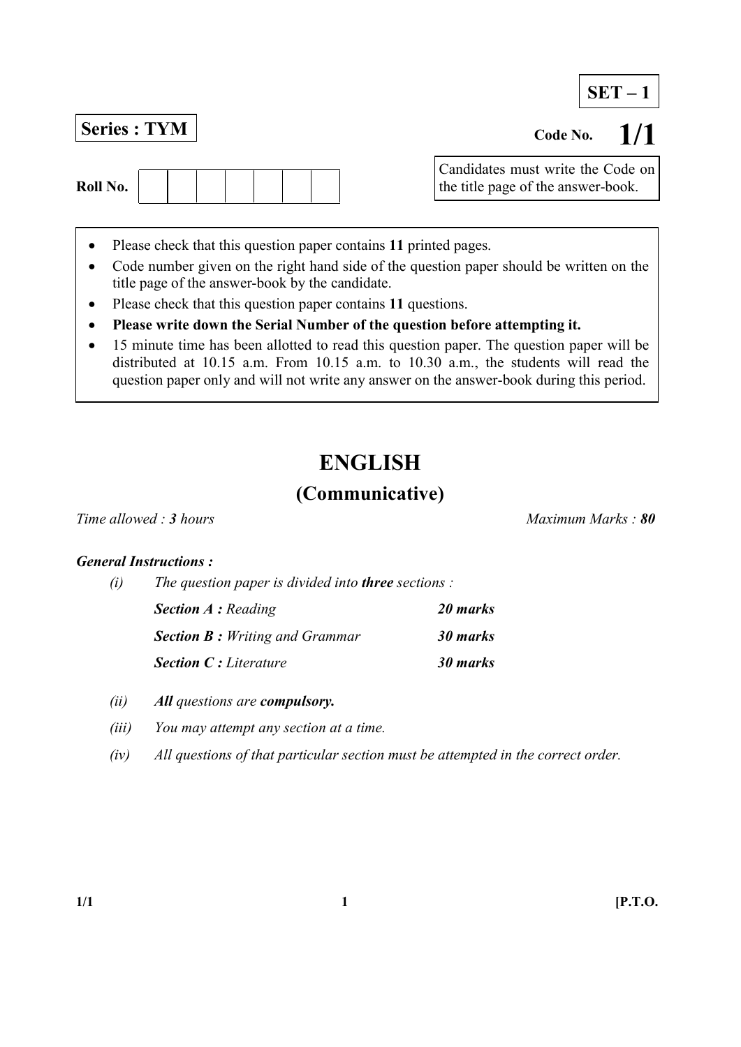**SET – 1**

**Series : TYM**

Code No. **1/1**

Roll No. | | | | | | | |

Candidates must write the Code on the title page of the answer-book.

- Please check that this question paper contains **11** printed pages.
- Code number given on the right hand side of the question paper should be written on the title page of the answer-book by the candidate.
- Please check that this question paper contains **11** questions.
- **Please write down the Serial Number of the question before attempting it.**
- 15 minute time has been allotted to read this question paper. The question paper will be distributed at 10.15 a.m. From 10.15 a.m. to 10.30 a.m., the students will read the question paper only and will not write any answer on the answer-book during this period.

# ENGLISH

## (Communicative)

*Time allowed : **3** hours* *Maximum Marks : **80***

***General Instructions :***

*(i)* *The question paper is divided into **three** sections :*

| | |
|---|---|
| ***Section A :*** *Reading* | ***20 marks*** |
| ***Section B :*** *Writing and Grammar* | ***30 marks*** |
| ***Section C :*** *Literature* | ***30 marks*** |

*(ii)* ***All*** *questions are **compulsory.***

*(iii)* *You may attempt any section at a time.*

*(iv)* *All questions of that particular section must be attempted in the correct order.*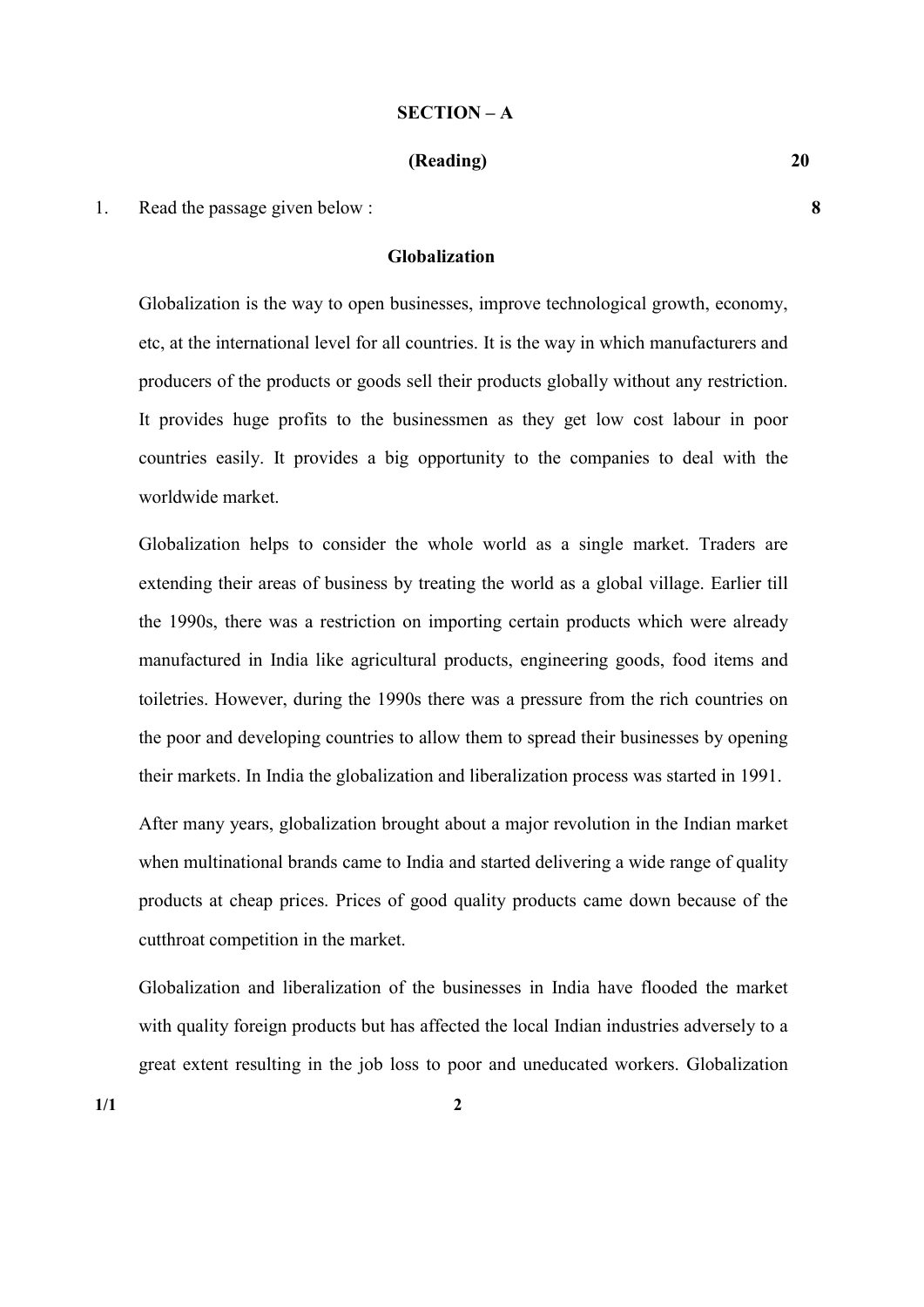## SECTION – A

**(Reading)** **20**

1. Read the passage given below : **8**

### Globalization

Globalization is the way to open businesses, improve technological growth, economy, etc, at the international level for all countries. It is the way in which manufacturers and producers of the products or goods sell their products globally without any restriction. It provides huge profits to the businessmen as they get low cost labour in poor countries easily. It provides a big opportunity to the companies to deal with the worldwide market.

Globalization helps to consider the whole world as a single market. Traders are extending their areas of business by treating the world as a global village. Earlier till the 1990s, there was a restriction on importing certain products which were already manufactured in India like agricultural products, engineering goods, food items and toiletries. However, during the 1990s there was a pressure from the rich countries on the poor and developing countries to allow them to spread their businesses by opening their markets. In India the globalization and liberalization process was started in 1991.

After many years, globalization brought about a major revolution in the Indian market when multinational brands came to India and started delivering a wide range of quality products at cheap prices. Prices of good quality products came down because of the cutthroat competition in the market.

Globalization and liberalization of the businesses in India have flooded the market with quality foreign products but has affected the local Indian industries adversely to a great extent resulting in the job loss to poor and uneducated workers. Globalization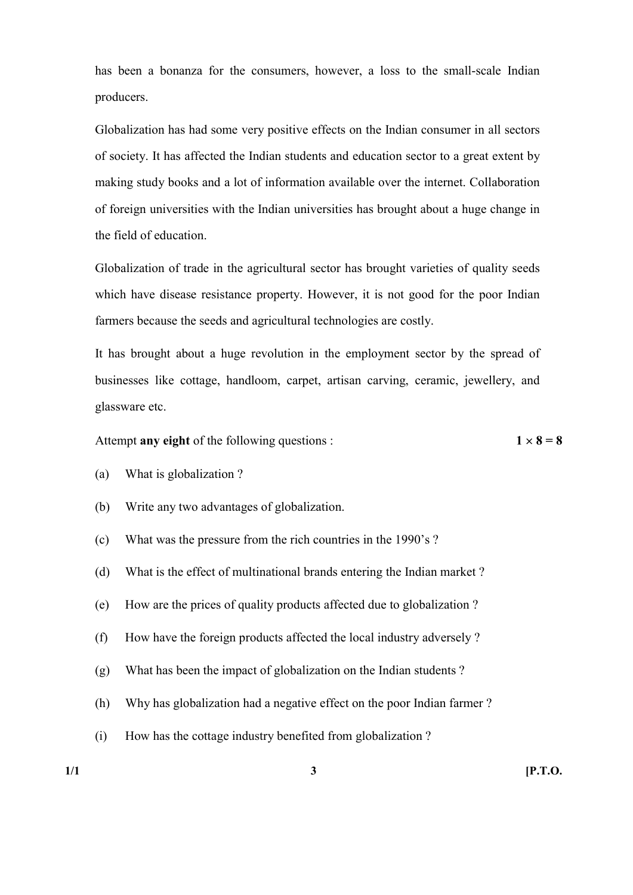has been a bonanza for the consumers, however, a loss to the small-scale Indian producers.

Globalization has had some very positive effects on the Indian consumer in all sectors of society. It has affected the Indian students and education sector to a great extent by making study books and a lot of information available over the internet. Collaboration of foreign universities with the Indian universities has brought about a huge change in the field of education.

Globalization of trade in the agricultural sector has brought varieties of quality seeds which have disease resistance property. However, it is not good for the poor Indian farmers because the seeds and agricultural technologies are costly.

It has brought about a huge revolution in the employment sector by the spread of businesses like cottage, handloom, carpet, artisan carving, ceramic, jewellery, and glassware etc.

Attempt **any eight** of the following questions : **1 × 8 = 8**

(a) What is globalization ?

(b) Write any two advantages of globalization.

(c) What was the pressure from the rich countries in the 1990's ?

(d) What is the effect of multinational brands entering the Indian market ?

(e) How are the prices of quality products affected due to globalization ?

(f) How have the foreign products affected the local industry adversely ?

(g) What has been the impact of globalization on the Indian students ?

(h) Why has globalization had a negative effect on the poor Indian farmer ?

(i) How has the cottage industry benefited from globalization ?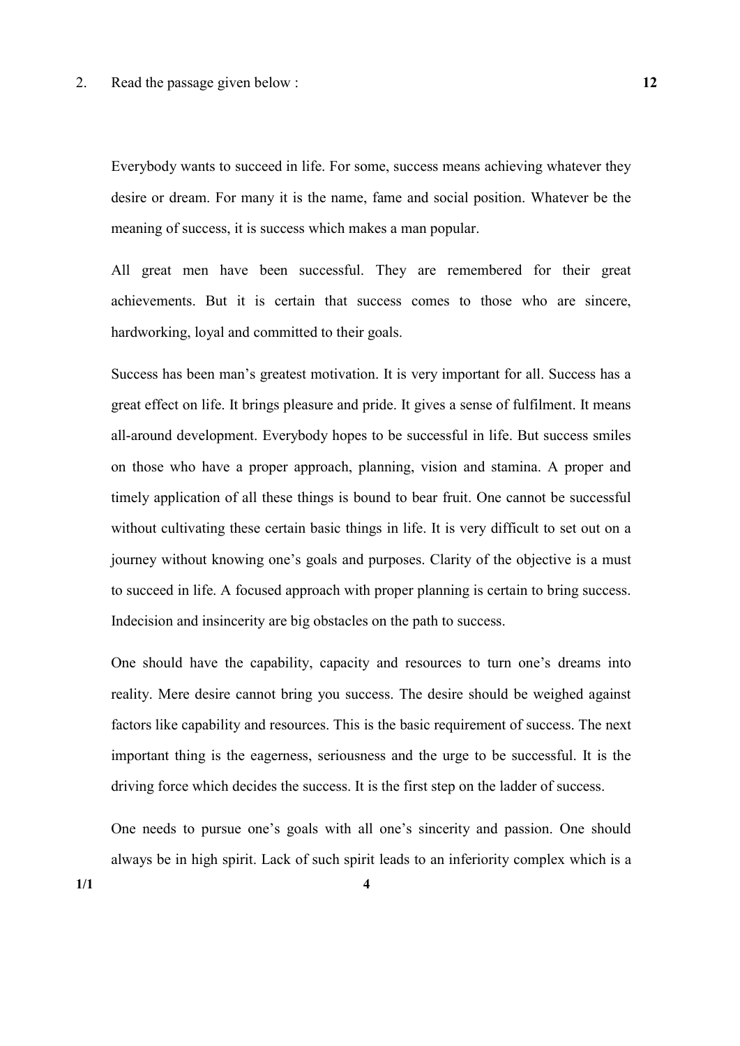2. Read the passage given below : **12**

Everybody wants to succeed in life. For some, success means achieving whatever they desire or dream. For many it is the name, fame and social position. Whatever be the meaning of success, it is success which makes a man popular.

All great men have been successful. They are remembered for their great achievements. But it is certain that success comes to those who are sincere, hardworking, loyal and committed to their goals.

Success has been man's greatest motivation. It is very important for all. Success has a great effect on life. It brings pleasure and pride. It gives a sense of fulfilment. It means all-around development. Everybody hopes to be successful in life. But success smiles on those who have a proper approach, planning, vision and stamina. A proper and timely application of all these things is bound to bear fruit. One cannot be successful without cultivating these certain basic things in life. It is very difficult to set out on a journey without knowing one's goals and purposes. Clarity of the objective is a must to succeed in life. A focused approach with proper planning is certain to bring success. Indecision and insincerity are big obstacles on the path to success.

One should have the capability, capacity and resources to turn one's dreams into reality. Mere desire cannot bring you success. The desire should be weighed against factors like capability and resources. This is the basic requirement of success. The next important thing is the eagerness, seriousness and the urge to be successful. It is the driving force which decides the success. It is the first step on the ladder of success.

One needs to pursue one's goals with all one's sincerity and passion. One should always be in high spirit. Lack of such spirit leads to an inferiority complex which is a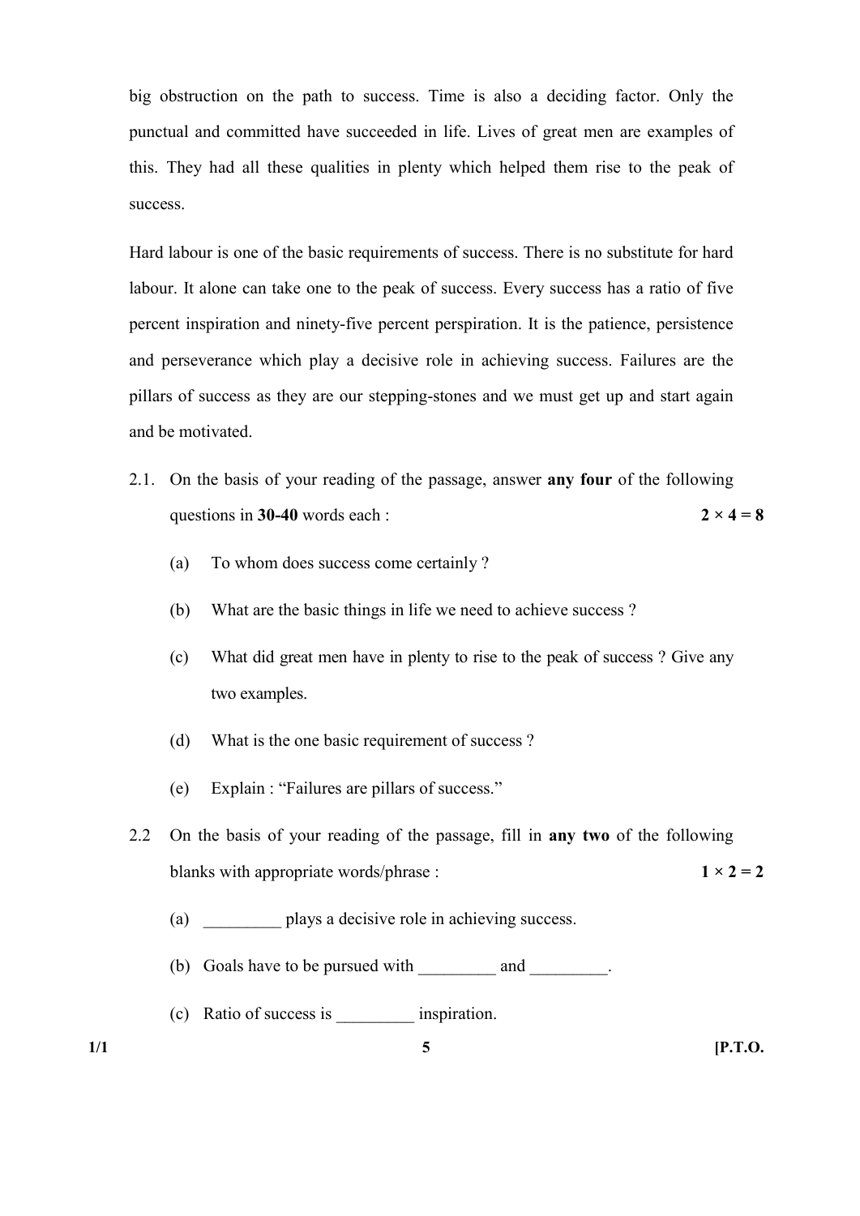big obstruction on the path to success. Time is also a deciding factor. Only the punctual and committed have succeeded in life. Lives of great men are examples of this. They had all these qualities in plenty which helped them rise to the peak of success.

Hard labour is one of the basic requirements of success. There is no substitute for hard labour. It alone can take one to the peak of success. Every success has a ratio of five percent inspiration and ninety-five percent perspiration. It is the patience, persistence and perseverance which play a decisive role in achieving success. Failures are the pillars of success as they are our stepping-stones and we must get up and start again and be motivated.

2.1. On the basis of your reading of the passage, answer **any four** of the following questions in **30-40** words each : **2 × 4 = 8**

(a) To whom does success come certainly ?

(b) What are the basic things in life we need to achieve success ?

(c) What did great men have in plenty to rise to the peak of success ? Give any two examples.

(d) What is the one basic requirement of success ?

(e) Explain : "Failures are pillars of success."

2.2 On the basis of your reading of the passage, fill in **any two** of the following blanks with appropriate words/phrase : **1 × 2 = 2**

(a) _________ plays a decisive role in achieving success.

(b) Goals have to be pursued with _________ and _________.

(c) Ratio of success is _________ inspiration.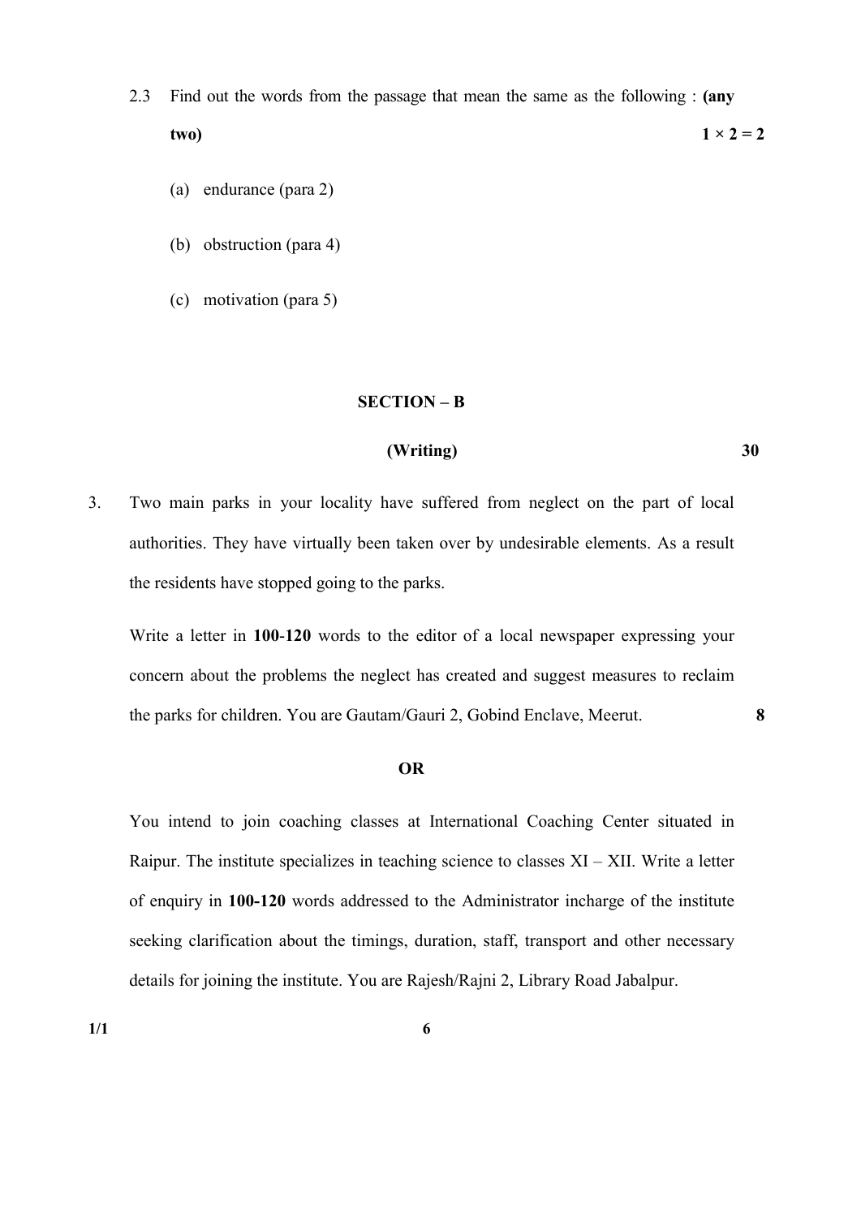2.3 Find out the words from the passage that mean the same as the following : **(any two)** **1 × 2 = 2**

(a) endurance (para 2)

(b) obstruction (para 4)

(c) motivation (para 5)

## SECTION – B

### (Writing) 30

3. Two main parks in your locality have suffered from neglect on the part of local authorities. They have virtually been taken over by undesirable elements. As a result the residents have stopped going to the parks.

   Write a letter in **100**-**120** words to the editor of a local newspaper expressing your concern about the problems the neglect has created and suggest measures to reclaim the parks for children. You are Gautam/Gauri 2, Gobind Enclave, Meerut. **8**

   **OR**

   You intend to join coaching classes at International Coaching Center situated in Raipur. The institute specializes in teaching science to classes XI – XII. Write a letter of enquiry in **100-120** words addressed to the Administrator incharge of the institute seeking clarification about the timings, duration, staff, transport and other necessary details for joining the institute. You are Rajesh/Rajni 2, Library Road Jabalpur.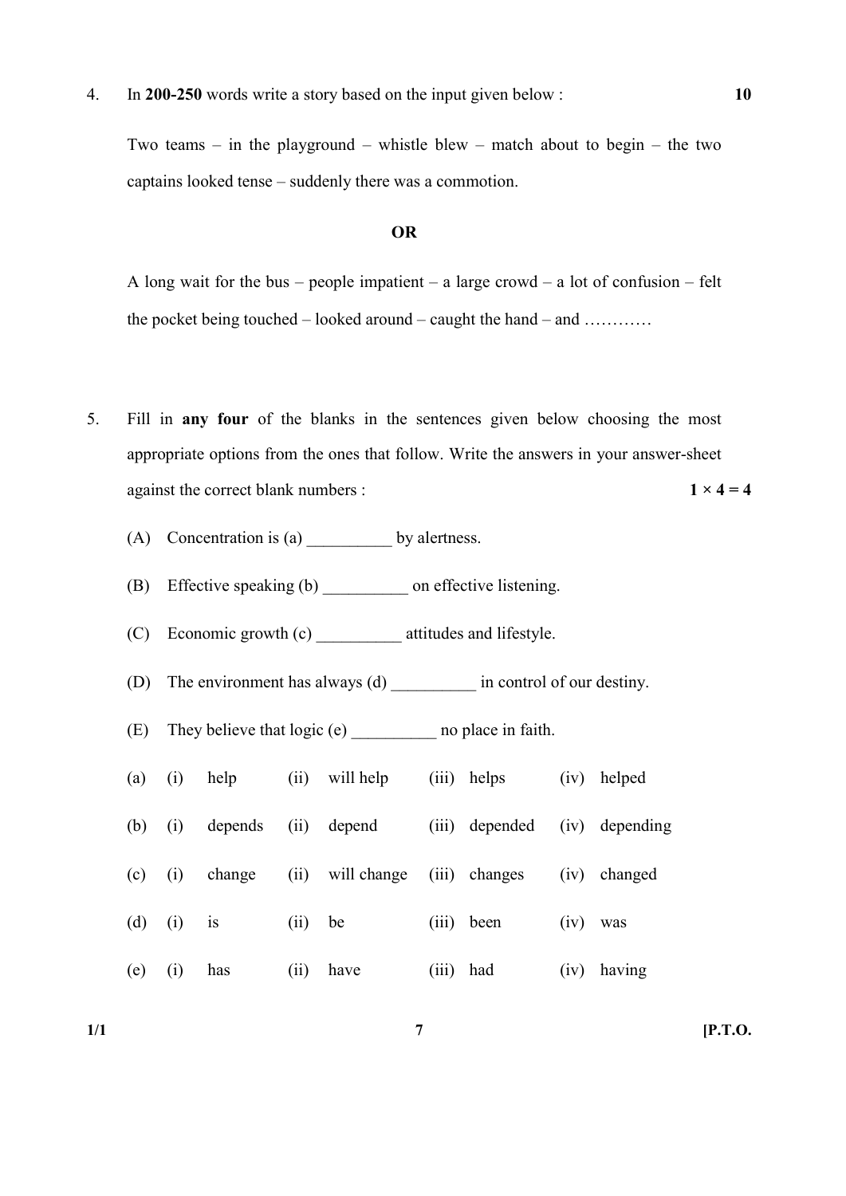4. In **200-250** words write a story based on the input given below : **10**

   Two teams – in the playground – whistle blew – match about to begin – the two captains looked tense – suddenly there was a commotion.

   **OR**

   A long wait for the bus – people impatient – a large crowd – a lot of confusion – felt the pocket being touched – looked around – caught the hand – and …………

5. Fill in **any four** of the blanks in the sentences given below choosing the most appropriate options from the ones that follow. Write the answers in your answer-sheet against the correct blank numbers : **1 × 4 = 4**

   (A) Concentration is (a) __________ by alertness.

   (B) Effective speaking (b) __________ on effective listening.

   (C) Economic growth (c) __________ attitudes and lifestyle.

   (D) The environment has always (d) __________ in control of our destiny.

   (E) They believe that logic (e) __________ no place in faith.

| | | | | |
|---|---|---|---|---|
| (a) | (i) help | (ii) will help | (iii) helps | (iv) helped |
| (b) | (i) depends | (ii) depend | (iii) depended | (iv) depending |
| (c) | (i) change | (ii) will change | (iii) changes | (iv) changed |
| (d) | (i) is | (ii) be | (iii) been | (iv) was |
| (e) | (i) has | (ii) have | (iii) had | (iv) having |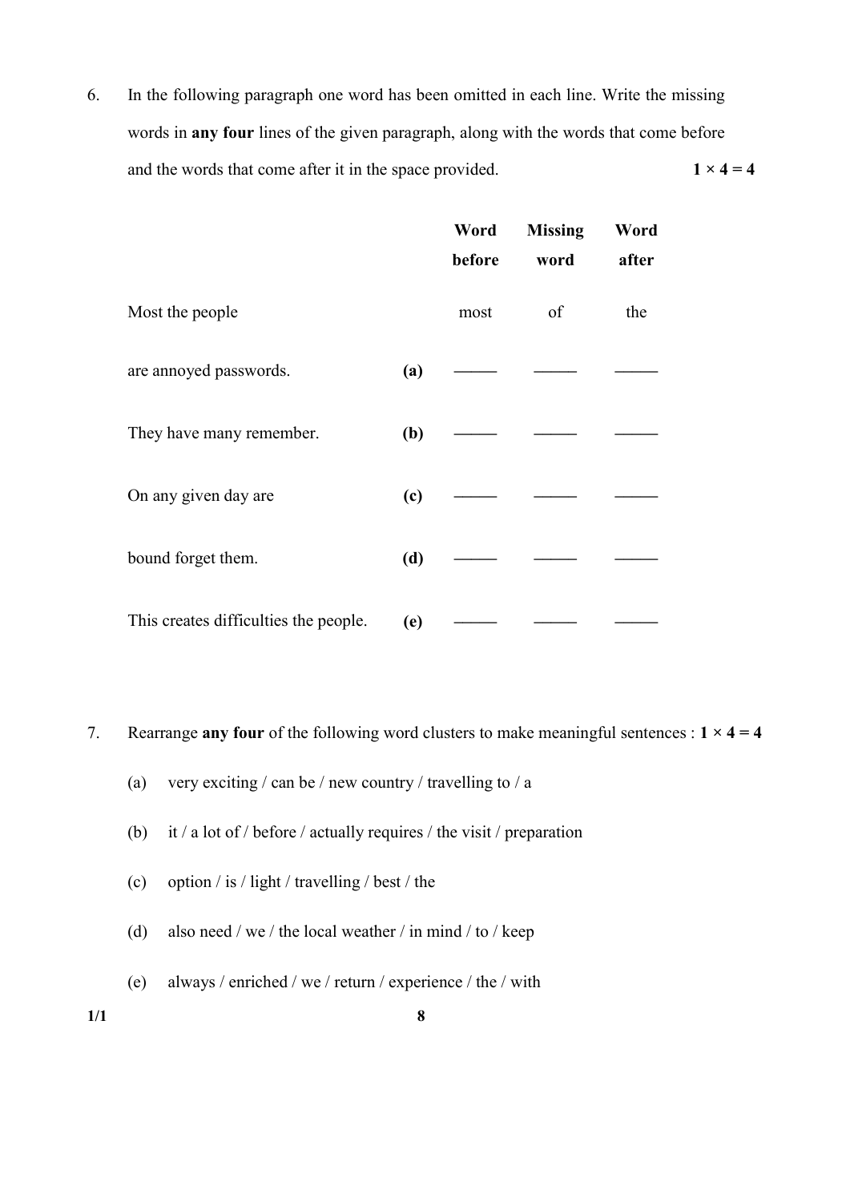6. In the following paragraph one word has been omitted in each line. Write the missing words in **any four** lines of the given paragraph, along with the words that come before and the words that come after it in the space provided. **1 × 4 = 4**

| | | Word before | Missing word | Word after |
|---|---|---|---|---|
| Most the people | | most | of | the |
| are annoyed passwords. | **(a)** | _____ | _____ | _____ |
| They have many remember. | **(b)** | _____ | _____ | _____ |
| On any given day are | **(c)** | _____ | _____ | _____ |
| bound forget them. | **(d)** | _____ | _____ | _____ |
| This creates difficulties the people. | **(e)** | _____ | _____ | _____ |

7. Rearrange **any four** of the following word clusters to make meaningful sentences : **1 × 4 = 4**

   (a) very exciting / can be / new country / travelling to / a

   (b) it / a lot of / before / actually requires / the visit / preparation

   (c) option / is / light / travelling / best / the

   (d) also need / we / the local weather / in mind / to / keep

   (e) always / enriched / we / return / experience / the / with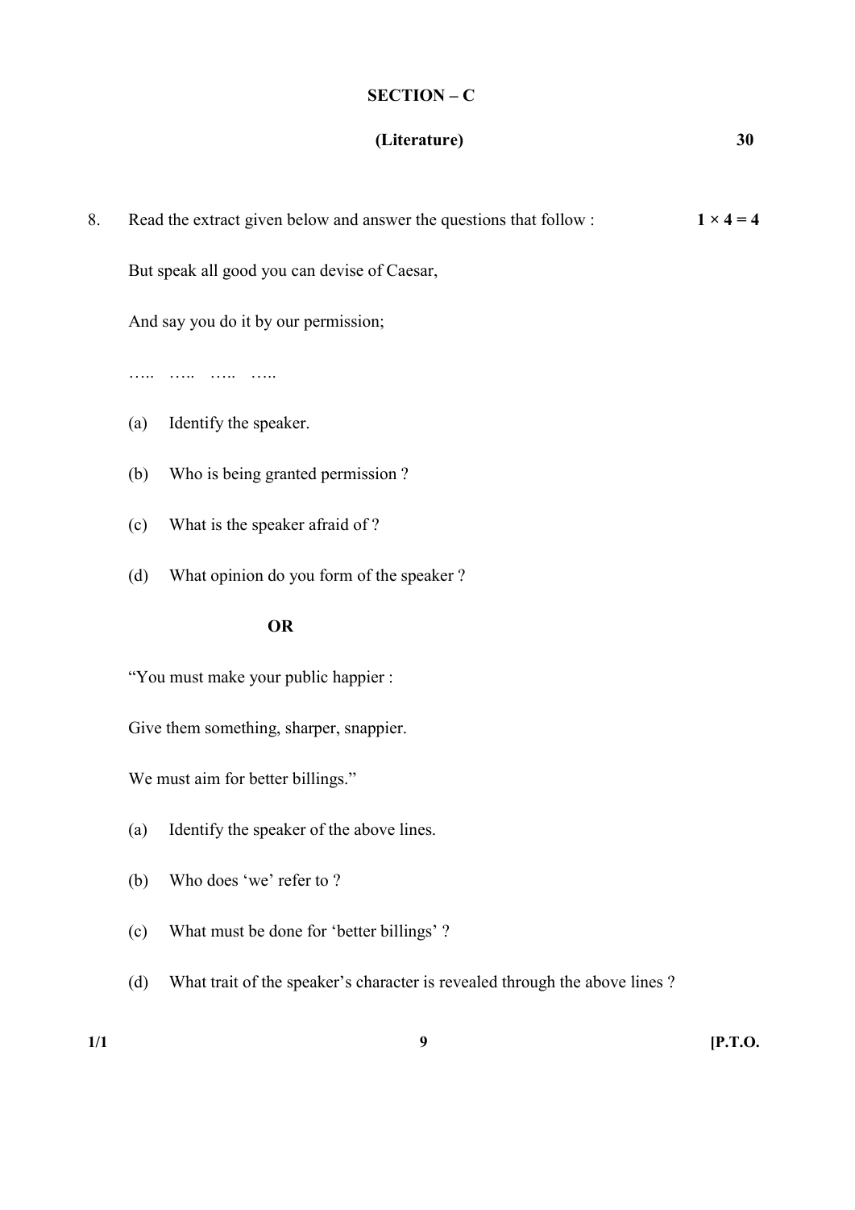## SECTION – C

### (Literature) **30**

8. Read the extract given below and answer the questions that follow : **1 × 4 = 4**

   But speak all good you can devise of Caesar,

   And say you do it by our permission;

   ….. ….. ….. …..

   (a) Identify the speaker.

   (b) Who is being granted permission ?

   (c) What is the speaker afraid of ?

   (d) What opinion do you form of the speaker ?

   **OR**

   "You must make your public happier :

   Give them something, sharper, snappier.

   We must aim for better billings."

   (a) Identify the speaker of the above lines.

   (b) Who does 'we' refer to ?

   (c) What must be done for 'better billings' ?

   (d) What trait of the speaker's character is revealed through the above lines ?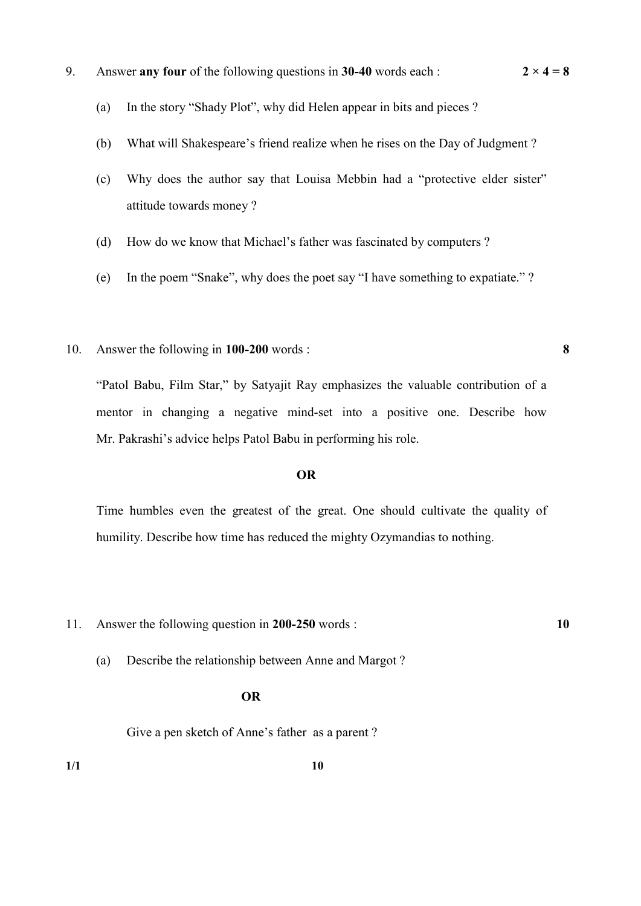9. Answer **any four** of the following questions in **30-40** words each : **2 × 4 = 8**

   (a) In the story "Shady Plot", why did Helen appear in bits and pieces ?

   (b) What will Shakespeare's friend realize when he rises on the Day of Judgment ?

   (c) Why does the author say that Louisa Mebbin had a "protective elder sister" attitude towards money ?

   (d) How do we know that Michael's father was fascinated by computers ?

   (e) In the poem "Snake", why does the poet say "I have something to expatiate." ?

10. Answer the following in **100-200** words : **8**

    "Patol Babu, Film Star," by Satyajit Ray emphasizes the valuable contribution of a mentor in changing a negative mind-set into a positive one. Describe how Mr. Pakrashi's advice helps Patol Babu in performing his role.

    **OR**

    Time humbles even the greatest of the great. One should cultivate the quality of humility. Describe how time has reduced the mighty Ozymandias to nothing.

11. Answer the following question in **200-250** words : **10**

    (a) Describe the relationship between Anne and Margot ?

    **OR**

    Give a pen sketch of Anne's father as a parent ?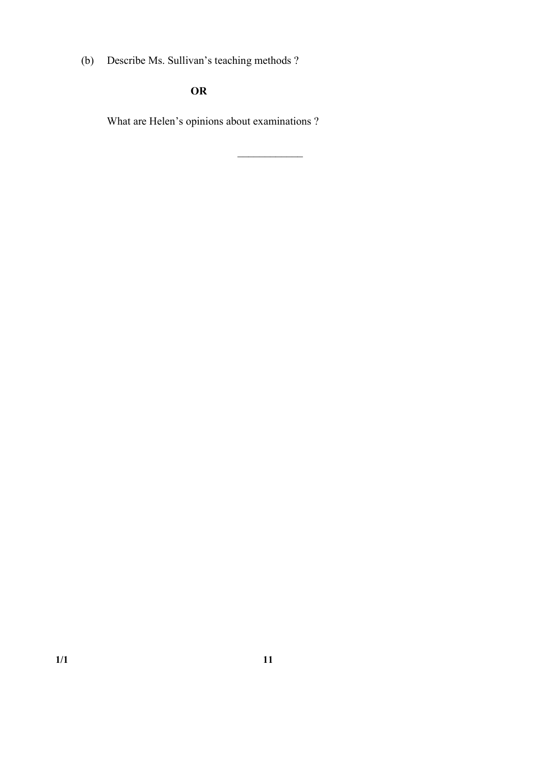(b) Describe Ms. Sullivan's teaching methods ?

**OR**

What are Helen's opinions about examinations ?

____________